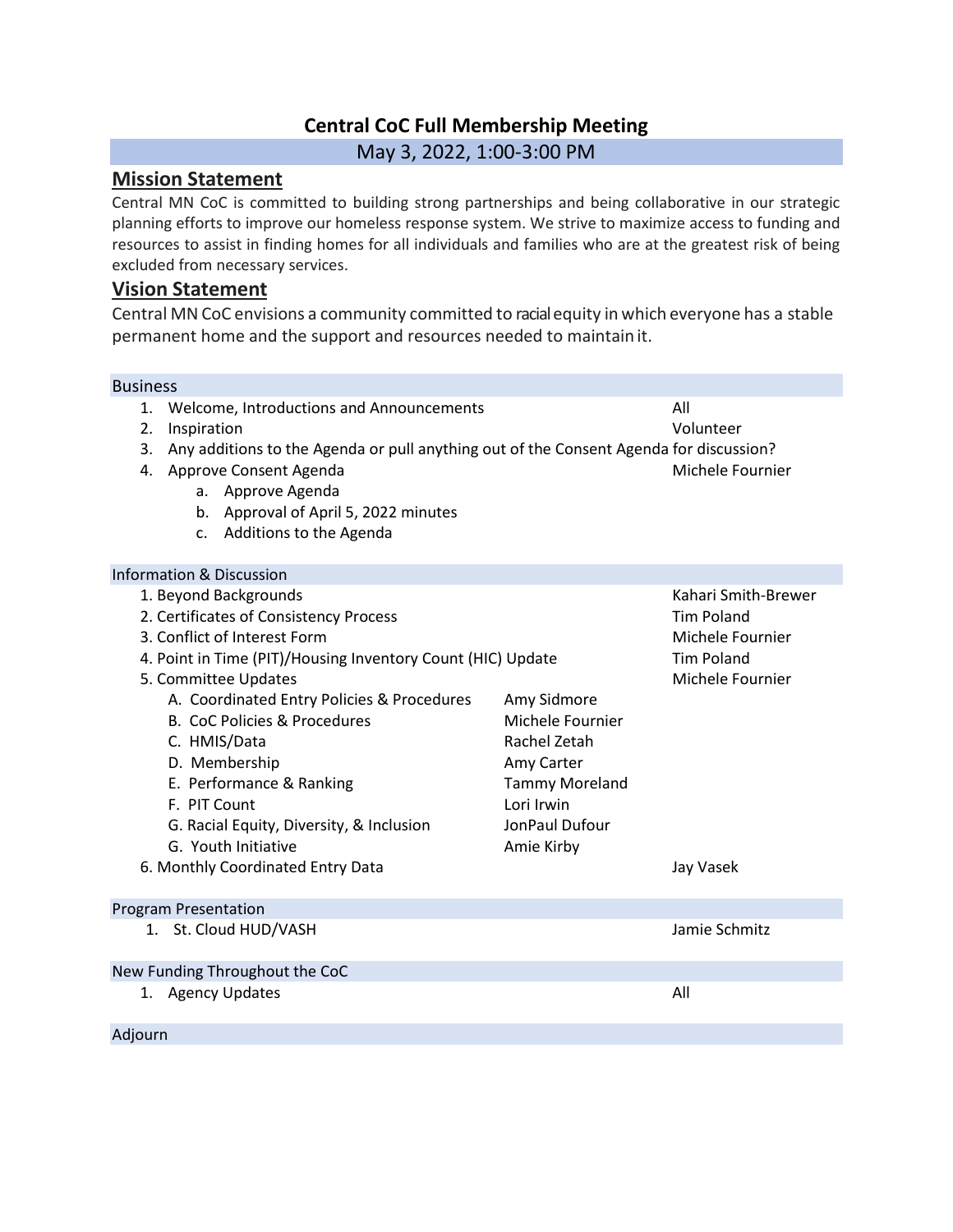# Central CoC Full Membership Meeting

May 3, 2022, 1:00-3:00 PM

## Mission Statement

Central MN CoC is committed to building strong partnerships and being collaborative in our strategic planning efforts to improve our homeless response system. We strive to maximize access to funding and resources to assist in finding homes for all individuals and families who are at the greatest risk of being excluded from necessary services.

## Vision Statement

Central MN CoC envisions a community committed to racial equity in which everyone has a stable permanent home and the support and resources needed to maintain it.

### Business

1. Welcome, Introductions and Announcements — All
2. Inspiration — Volunteer
3. Any additions to the Agenda or pull anything out of the Consent Agenda for discussion?
4. Approve Consent Agenda — Michele Fournier
   a. Approve Agenda
   b. Approval of April 5, 2022 minutes
   c. Additions to the Agenda

### Information & Discussion

1. Beyond Backgrounds — Kahari Smith-Brewer
2. Certificates of Consistency Process — Tim Poland
3. Conflict of Interest Form — Michele Fournier
4. Point in Time (PIT)/Housing Inventory Count (HIC) Update — Tim Poland
5. Committee Updates — Michele Fournier
   A. Coordinated Entry Policies & Procedures — Amy Sidmore
   B. CoC Policies & Procedures — Michele Fournier
   C. HMIS/Data — Rachel Zetah
   D. Membership — Amy Carter
   E. Performance & Ranking — Tammy Moreland
   F. PIT Count — Lori Irwin
   G. Racial Equity, Diversity, & Inclusion — JonPaul Dufour
   G. Youth Initiative — Amie Kirby
6. Monthly Coordinated Entry Data — Jay Vasek

### Program Presentation

1. St. Cloud HUD/VASH — Jamie Schmitz

### New Funding Throughout the CoC

1. Agency Updates — All

### Adjourn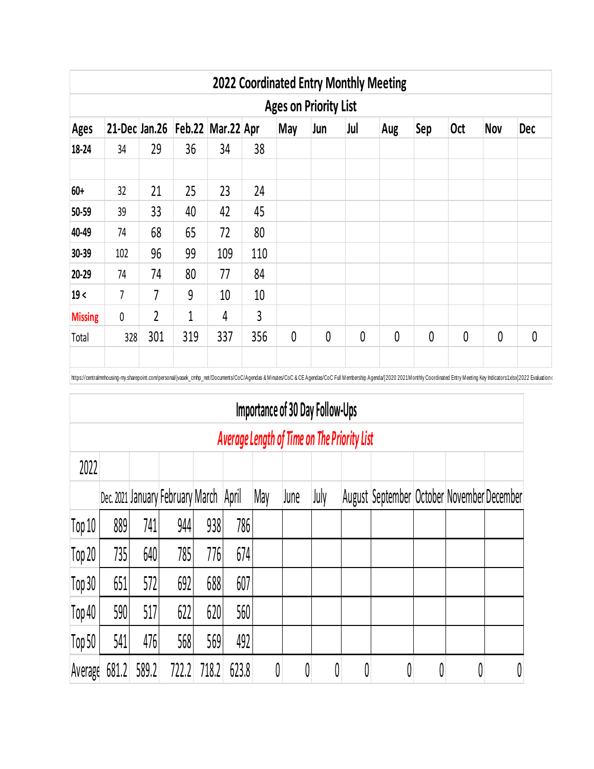## 2022 Coordinated Entry Monthly Meeting

### Ages on Priority List

| Ages | 21-Dec | Jan.26 | Feb.22 | Mar.22 | Apr | May | Jun | Jul | Aug | Sep | Oct | Nov | Dec |
|---|---|---|---|---|---|---|---|---|---|---|---|---|---|
| 18-24 | 34 | 29 | 36 | 34 | 38 | | | | | | | | |
| | | | | | | | | | | | | | |
| 60+ | 32 | 21 | 25 | 23 | 24 | | | | | | | | |
| 50-59 | 39 | 33 | 40 | 42 | 45 | | | | | | | | |
| 40-49 | 74 | 68 | 65 | 72 | 80 | | | | | | | | |
| 30-39 | 102 | 96 | 99 | 109 | 110 | | | | | | | | |
| 20-29 | 74 | 74 | 80 | 77 | 84 | | | | | | | | |
| 19 < | 7 | 7 | 9 | 10 | 10 | | | | | | | | |
| Missing | 0 | 2 | 1 | 4 | 3 | | | | | | | | |
| Total | 328 | 301 | 319 | 337 | 356 | 0 | 0 | 0 | 0 | 0 | 0 | 0 | 0 |

https://centralmnhousing-my.sharepoint.com/personal/jvasek_cmhp_net/Documents/CoC/Agendas & Minutes/CoC & CE Agendas/CoC Full Membership Agenda/[2020 2021Monthly Coordinated Entry Meeting Key Indicators1xlsx]2022 Evaluation c

## Importance of 30 Day Follow-Ups

### *Average Length of Time on The Priority List*

| 2022 | Dec. 2021 | January | February | March | April | May | June | July | August | September | October | November | December |
|---|---|---|---|---|---|---|---|---|---|---|---|---|---|
| Top 10 | 889 | 741 | 944 | 938 | 786 | | | | | | | | |
| Top 20 | 735 | 640 | 785 | 776 | 674 | | | | | | | | |
| Top 30 | 651 | 572 | 692 | 688 | 607 | | | | | | | | |
| Top 40 | 590 | 517 | 622 | 620 | 560 | | | | | | | | |
| Top 50 | 541 | 476 | 568 | 569 | 492 | | | | | | | | |
| Average | 681.2 | 589.2 | 722.2 | 718.2 | 623.8 | 0 | 0 | 0 | 0 | 0 | 0 | 0 | 0 |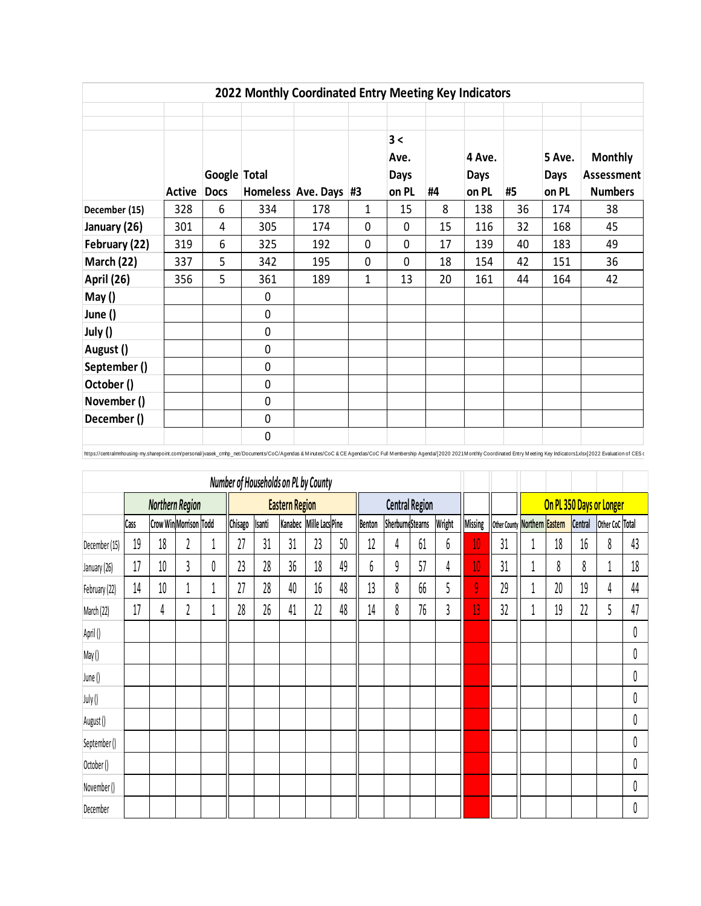## 2022 Monthly Coordinated Entry Meeting Key Indicators

| | Active | Google Docs | Total Homeless | Ave. Days | #3 | 3 < Ave. Days on PL | #4 | 4 Ave. Days on PL | #5 | 5 Ave. Days on PL | Monthly Assessment Numbers |
|---|---|---|---|---|---|---|---|---|---|---|---|
| December (15) | 328 | 6 | 334 | 178 | 1 | 15 | 8 | 138 | 36 | 174 | 38 |
| January (26) | 301 | 4 | 305 | 174 | 0 | 0 | 15 | 116 | 32 | 168 | 45 |
| February (22) | 319 | 6 | 325 | 192 | 0 | 0 | 17 | 139 | 40 | 183 | 49 |
| March (22) | 337 | 5 | 342 | 195 | 0 | 0 | 18 | 154 | 42 | 151 | 36 |
| April (26) | 356 | 5 | 361 | 189 | 1 | 13 | 20 | 161 | 44 | 164 | 42 |
| May () | | | 0 | | | | | | | | |
| June () | | | 0 | | | | | | | | |
| July () | | | 0 | | | | | | | | |
| August () | | | 0 | | | | | | | | |
| September () | | | 0 | | | | | | | | |
| October () | | | 0 | | | | | | | | |
| November () | | | 0 | | | | | | | | |
| December () | | | 0 | | | | | | | | |
| | | | 0 | | | | | | | | |

https://centralmnhousing-my.sharepoint.com/personal/jvasek_cmhp_net/Documents/CoC/Agendas & Minutes/CoC & CE Agendas/CoC Full Membership Agenda/[2020 2021Monthly Coordinated Entry Meeting Key Indicators1xlsx]2022 Evaluation of CES c

## *Number of Households on PL by County*

| | Northern Region | | | | Eastern Region | | | | | Central Region | | | | | | On PL 350 Days or Longer | | | | |
|---|---|---|---|---|---|---|---|---|---|---|---|---|---|---|---|---|---|---|---|---|
| | Cass | Crow Win | Morrison | Todd | Chisago | Isanti | Kanabec | Mille Lacs | Pine | Benton | Sherburne | Stearns | Wright | Missing | Other County | Northern | Eastern | Central | Other CoC | Total |
| December (15) | 19 | 18 | 2 | 1 | 27 | 31 | 31 | 23 | 50 | 12 | 4 | 61 | 6 | 10 | 31 | 1 | 18 | 16 | 8 | 43 |
| January (26) | 17 | 10 | 3 | 0 | 23 | 28 | 36 | 18 | 49 | 6 | 9 | 57 | 4 | 10 | 31 | 1 | 8 | 8 | 1 | 18 |
| February (22) | 14 | 10 | 1 | 1 | 27 | 28 | 40 | 16 | 48 | 13 | 8 | 66 | 5 | 9 | 29 | 1 | 20 | 19 | 4 | 44 |
| March (22) | 17 | 4 | 2 | 1 | 28 | 26 | 41 | 22 | 48 | 14 | 8 | 76 | 3 | 13 | 32 | 1 | 19 | 22 | 5 | 47 |
| April () | | | | | | | | | | | | | | | | | | | | 0 |
| May () | | | | | | | | | | | | | | | | | | | | 0 |
| June () | | | | | | | | | | | | | | | | | | | | 0 |
| July () | | | | | | | | | | | | | | | | | | | | 0 |
| August () | | | | | | | | | | | | | | | | | | | | 0 |
| September () | | | | | | | | | | | | | | | | | | | | 0 |
| October () | | | | | | | | | | | | | | | | | | | | 0 |
| November () | | | | | | | | | | | | | | | | | | | | 0 |
| December | | | | | | | | | | | | | | | | | | | | 0 |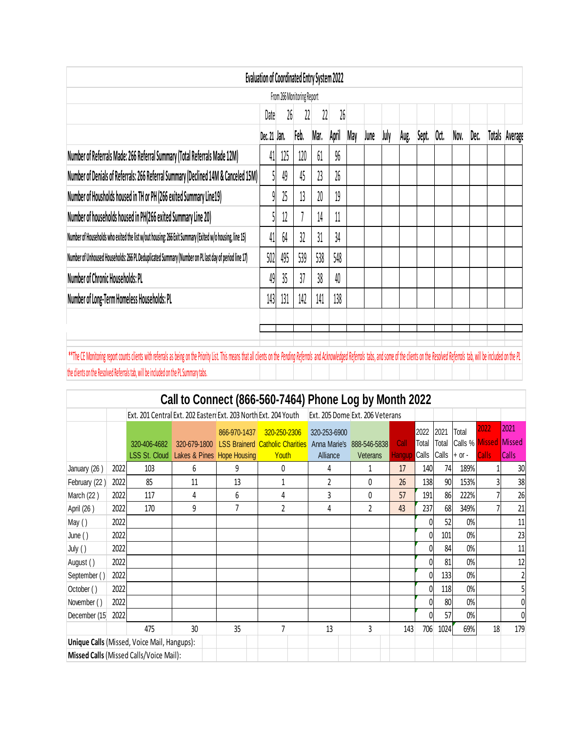# Evaluation of Coordinated Entry System 2022

From 266 Monitoring Report

| | | | | | | | | | | | | | | | |
|---|---|---|---|---|---|---|---|---|---|---|---|---|---|---|---|
| | Date | 26 | 22 | 22 | 26 | | | | | | | | | | |
| | Dec. 21 | Jan. | Feb. | Mar. | April | May | June | July | Aug. | Sept. | Oct. | Nov. | Dec. | Totals | Average |
| Number of Referrals Made: 266 Referral Summary (Total Referrals Made 12M) | 41 | 125 | 120 | 61 | 96 | | | | | | | | | | |
| Number of Denials of Referrals: 266 Referral Summary (Declined 14M & Canceled 15M) | 5 | 49 | 45 | 23 | 26 | | | | | | | | | | |
| Number of Housholds housed in TH or PH (266 exited Summary Line19) | 9 | 25 | 13 | 20 | 19 | | | | | | | | | | |
| Number of households housed in PH(266 exited Summary Line 20) | 5 | 12 | 7 | 14 | 11 | | | | | | | | | | |
| Number of Households who exited the list w/out housing: 266 Exit Summary (Exited w/o housing, line 15) | 41 | 64 | 32 | 31 | 34 | | | | | | | | | | |
| Number of Unhoused Households: 266 PL Deduplicated Summary (Number on PL last day of period line 17) | 502 | 495 | 539 | 538 | 548 | | | | | | | | | | |
| Number of Chronic Households: PL | 49 | 35 | 37 | 38 | 40 | | | | | | | | | | |
| Number of Long-Term Homeless Households: PL | 143 | 131 | 142 | 141 | 138 | | | | | | | | | | |

**The CE Monitoring report counts clients with referrals as being on the Priority List. This means that all clients on the *Pending Referrals* and *Acknowledged Referrals* tabs, and some of the clients on the *Resolved Referrals* tab, will be included on the PL the clients on the Resolved Referrals tab, will be included on the PL Summary tabs.

# Call to Connect (866-560-7464) Phone Log by Month 2022

| | | Ext. 201 Central | Ext. 202 Eastern | Ext. 203 North | Ext. 204 Youth | Ext. 205 Dome | Ext. 206 Veterans | | | | | | |
|---|---|---|---|---|---|---|---|---|---|---|---|---|---|
| | | 320-406-4682 LSS St. Cloud | 320-679-1800 Lakes & Pines | 866-970-1437 LSS Brainerd Hope Housing | 320-250-2306 Catholic Charities Youth | 320-253-6900 Anna Marie's Alliance | 888-546-5838 Veterans | Call Hangup | 2022 Total Calls | 2021 Total Calls | Total Calls % + or - | 2022 Missed Calls | 2021 Missed Calls |
| January (26 ) | 2022 | 103 | 6 | 9 | 0 | 4 | 1 | 17 | 140 | 74 | 189% | 1 | 30 |
| February (22 ) | 2022 | 85 | 11 | 13 | 1 | 2 | 0 | 26 | 138 | 90 | 153% | 3 | 38 |
| March (22 ) | 2022 | 117 | 4 | 6 | 4 | 3 | 0 | 57 | 191 | 86 | 222% | 7 | 26 |
| April (26 ) | 2022 | 170 | 9 | 7 | 2 | 4 | 2 | 43 | 237 | 68 | 349% | 7 | 21 |
| May ( ) | 2022 | | | | | | | | 0 | 52 | 0% | | 11 |
| June ( ) | 2022 | | | | | | | | 0 | 101 | 0% | | 23 |
| July ( ) | 2022 | | | | | | | | 0 | 84 | 0% | | 11 |
| August ( ) | 2022 | | | | | | | | 0 | 81 | 0% | | 12 |
| September ( ) | 2022 | | | | | | | | 0 | 133 | 0% | | 2 |
| October ( ) | 2022 | | | | | | | | 0 | 118 | 0% | | 5 |
| November ( ) | 2022 | | | | | | | | 0 | 80 | 0% | | 0 |
| December (15 | 2022 | | | | | | | | 0 | 57 | 0% | | 0 |
| | | 475 | 30 | 35 | 7 | 13 | 3 | 143 | 706 | 1024 | 69% | 18 | 179 |

**Unique Calls** (Missed, Voice Mail, Hangups):

**Missed Calls** (Missed Calls/Voice Mail):